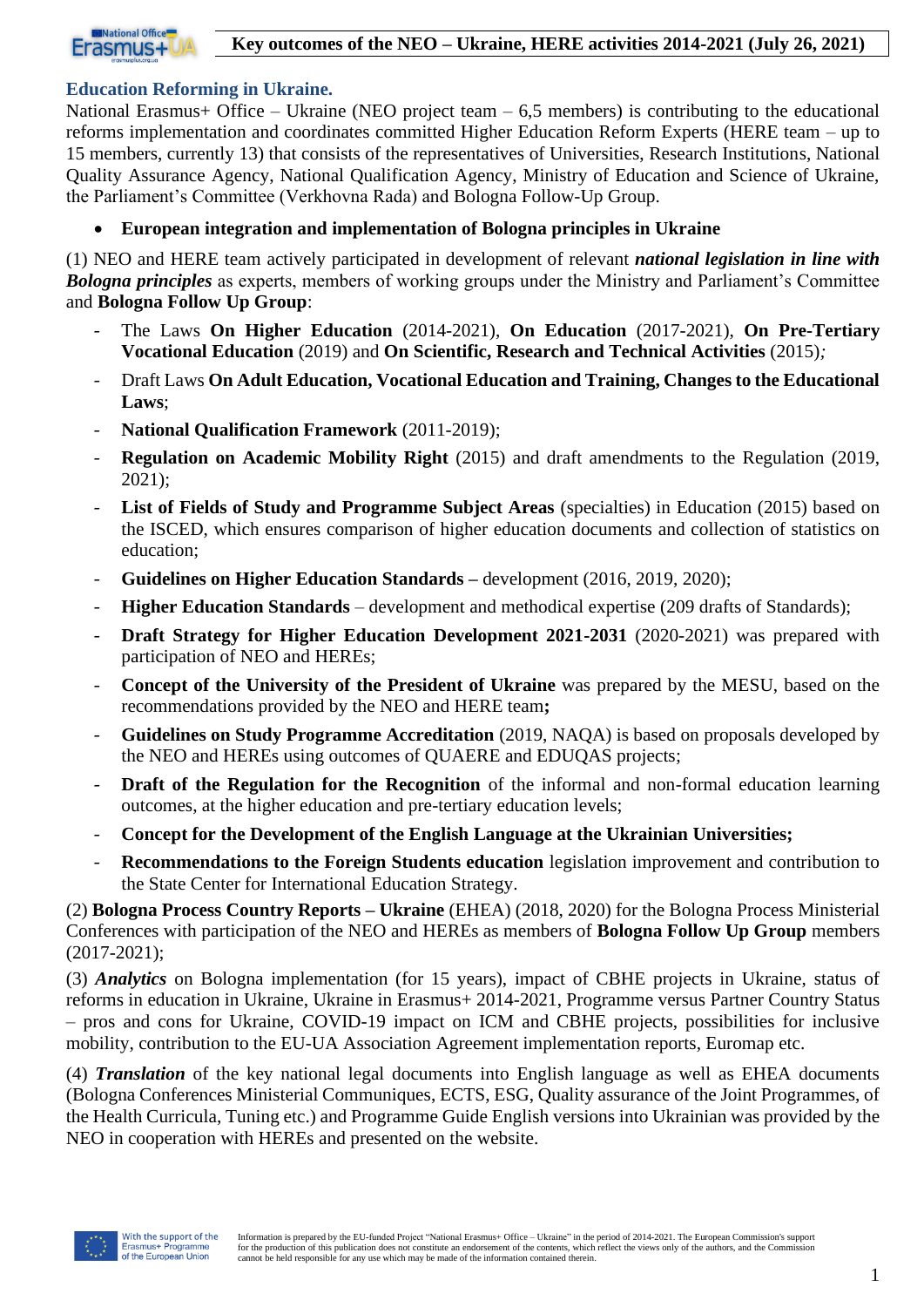# Key outcomes of the NEO – Ukraine, HERE activities 2014-2021 (July 26, 2021)

## Education Reforming in Ukraine.

National Erasmus+ Office – Ukraine (NEO project team – 6,5 members) is contributing to the educational reforms implementation and coordinates committed Higher Education Reform Experts (HERE team – up to 15 members, currently 13) that consists of the representatives of Universities, Research Institutions, National Quality Assurance Agency, National Qualification Agency, Ministry of Education and Science of Ukraine, the Parliament's Committee (Verkhovna Rada) and Bologna Follow-Up Group.

- **European integration and implementation of Bologna principles in Ukraine**

(1) NEO and HERE team actively participated in development of relevant ***national legislation in line with Bologna principles*** as experts, members of working groups under the Ministry and Parliament's Committee and **Bologna Follow Up Group**:

- The Laws **On Higher Education** (2014-2021), **On Education** (2017-2021), **On Pre-Tertiary Vocational Education** (2019) and **On Scientific, Research and Technical Activities** (2015)*;*
- Draft Laws **On Adult Education, Vocational Education and Training, Changes to the Educational Laws**;
- **National Qualification Framework** (2011-2019);
- **Regulation on Academic Mobility Right** (2015) and draft amendments to the Regulation (2019, 2021);
- **List of Fields of Study and Programme Subject Areas** (specialties) in Education (2015) based on the ISCED, which ensures comparison of higher education documents and collection of statistics on education;
- **Guidelines on Higher Education Standards –** development (2016, 2019, 2020);
- **Higher Education Standards** – development and methodical expertise (209 drafts of Standards);
- **Draft Strategy for Higher Education Development 2021-2031** (2020-2021) was prepared with participation of NEO and HEREs;
- **Concept of the University of the President of Ukraine** was prepared by the MESU, based on the recommendations provided by the NEO and HERE team**;**
- **Guidelines on Study Programme Accreditation** (2019, NAQA) is based on proposals developed by the NEO and HEREs using outcomes of QUAERE and EDUQAS projects;
- **Draft of the Regulation for the Recognition** of the informal and non-formal education learning outcomes, at the higher education and pre-tertiary education levels;
- **Concept for the Development of the English Language at the Ukrainian Universities;**
- **Recommendations to the Foreign Students education** legislation improvement and contribution to the State Center for International Education Strategy.

(2) **Bologna Process Country Reports – Ukraine** (EHEA) (2018, 2020) for the Bologna Process Ministerial Conferences with participation of the NEO and HEREs as members of **Bologna Follow Up Group** members (2017-2021);

(3) ***Analytics*** on Bologna implementation (for 15 years), impact of CBHE projects in Ukraine, status of reforms in education in Ukraine, Ukraine in Erasmus+ 2014-2021, Programme versus Partner Country Status – pros and cons for Ukraine, COVID-19 impact on ICM and CBHE projects, possibilities for inclusive mobility, contribution to the EU-UA Association Agreement implementation reports, Euromap etc.

(4) ***Translation*** of the key national legal documents into English language as well as EHEA documents (Bologna Conferences Ministerial Communiques, ECTS, ESG, Quality assurance of the Joint Programmes, of the Health Curricula, Tuning etc.) and Programme Guide English versions into Ukrainian was provided by the NEO in cooperation with HEREs and presented on the website.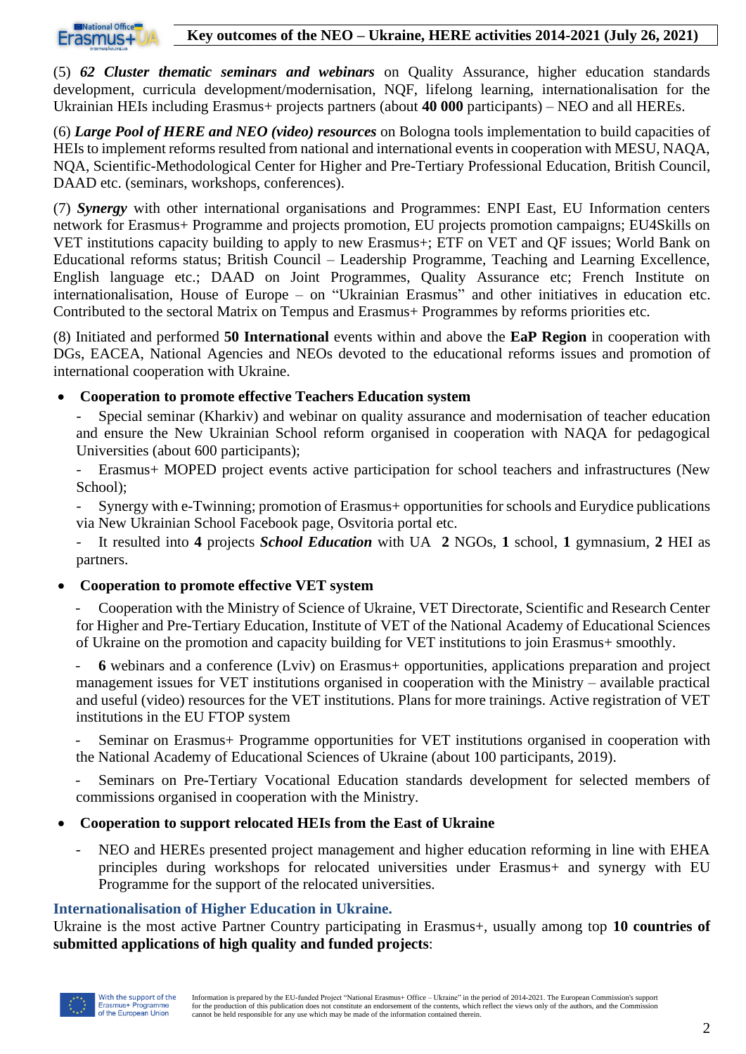(5) ***62 Cluster thematic seminars and webinars*** on Quality Assurance, higher education standards development, curricula development/modernisation, NQF, lifelong learning, internationalisation for the Ukrainian HEIs including Erasmus+ projects partners (about **40 000** participants) – NEO and all HEREs.

(6) ***Large Pool of HERE and NEO (video) resources*** on Bologna tools implementation to build capacities of HEIs to implement reforms resulted from national and international events in cooperation with MESU, NAQA, NQA, Scientific-Methodological Center for Higher and Pre-Tertiary Professional Education, British Council, DAAD etc. (seminars, workshops, conferences).

(7) ***Synergy*** with other international organisations and Programmes: ENPI East, EU Information centers network for Erasmus+ Programme and projects promotion, EU projects promotion campaigns; EU4Skills on VET institutions capacity building to apply to new Erasmus+; ETF on VET and QF issues; World Bank on Educational reforms status; British Council – Leadership Programme, Teaching and Learning Excellence, English language etc.; DAAD on Joint Programmes, Quality Assurance etc; French Institute on internationalisation, House of Europe – on "Ukrainian Erasmus" and other initiatives in education etc. Contributed to the sectoral Matrix on Tempus and Erasmus+ Programmes by reforms priorities etc.

(8) Initiated and performed **50 International** events within and above the **EaP Region** in cooperation with DGs, EACEA, National Agencies and NEOs devoted to the educational reforms issues and promotion of international cooperation with Ukraine.

- **Cooperation to promote effective Teachers Education system**
  - Special seminar (Kharkiv) and webinar on quality assurance and modernisation of teacher education and ensure the New Ukrainian School reform organised in cooperation with NAQA for pedagogical Universities (about 600 participants);
  - Erasmus+ MOPED project events active participation for school teachers and infrastructures (New School);
  - Synergy with e-Twinning; promotion of Erasmus+ opportunities for schools and Eurydice publications via New Ukrainian School Facebook page, Osvitoria portal etc.
  - It resulted into **4** projects ***School Education*** with UA **2** NGOs, **1** school, **1** gymnasium, **2** HEI as partners.
- **Cooperation to promote effective VET system**
  - Cooperation with the Ministry of Science of Ukraine, VET Directorate, Scientific and Research Center for Higher and Pre-Tertiary Education, Institute of VET of the National Academy of Educational Sciences of Ukraine on the promotion and capacity building for VET institutions to join Erasmus+ smoothly.
  - **6** webinars and a conference (Lviv) on Erasmus+ opportunities, applications preparation and project management issues for VET institutions organised in cooperation with the Ministry – available practical and useful (video) resources for the VET institutions. Plans for more trainings. Active registration of VET institutions in the EU FTOP system
  - Seminar on Erasmus+ Programme opportunities for VET institutions organised in cooperation with the National Academy of Educational Sciences of Ukraine (about 100 participants, 2019).
  - Seminars on Pre-Tertiary Vocational Education standards development for selected members of commissions organised in cooperation with the Ministry.
- **Cooperation to support relocated HEIs from the East of Ukraine**
  - NEO and HEREs presented project management and higher education reforming in line with EHEA principles during workshops for relocated universities under Erasmus+ and synergy with EU Programme for the support of the relocated universities.

### Internationalisation of Higher Education in Ukraine.

Ukraine is the most active Partner Country participating in Erasmus+, usually among top **10 countries of submitted applications of high quality and funded projects**: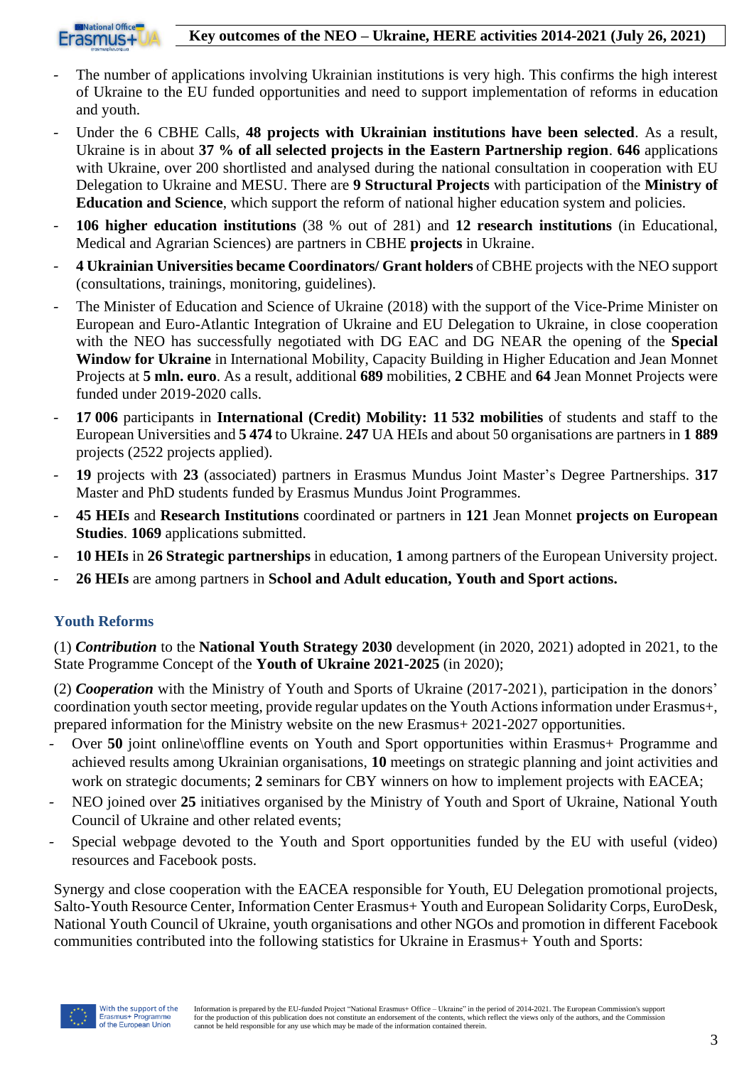- The number of applications involving Ukrainian institutions is very high. This confirms the high interest of Ukraine to the EU funded opportunities and need to support implementation of reforms in education and youth.
- Under the 6 CBHE Calls, **48 projects with Ukrainian institutions have been selected**. As a result, Ukraine is in about **37 % of all selected projects in the Eastern Partnership region**. **646** applications with Ukraine, over 200 shortlisted and analysed during the national consultation in cooperation with EU Delegation to Ukraine and MESU. There are **9 Structural Projects** with participation of the **Ministry of Education and Science**, which support the reform of national higher education system and policies.
- **106 higher education institutions** (38 % out of 281) and **12 research institutions** (in Educational, Medical and Agrarian Sciences) are partners in CBHE **projects** in Ukraine.
- **4 Ukrainian Universities became Coordinators/ Grant holders** of CBHE projects with the NEO support (consultations, trainings, monitoring, guidelines).
- The Minister of Education and Science of Ukraine (2018) with the support of the Vice-Prime Minister on European and Euro-Atlantic Integration of Ukraine and EU Delegation to Ukraine, in close cooperation with the NEO has successfully negotiated with DG EAC and DG NEAR the opening of the **Special Window for Ukraine** in International Mobility, Capacity Building in Higher Education and Jean Monnet Projects at **5 mln. euro**. As a result, additional **689** mobilities, **2** CBHE and **64** Jean Monnet Projects were funded under 2019-2020 calls.
- **17 006** participants in **International (Credit) Mobility: 11 532 mobilities** of students and staff to the European Universities and **5 474** to Ukraine. **247** UA HEIs and about 50 organisations are partners in **1 889** projects (2522 projects applied).
- **19** projects with **23** (associated) partners in Erasmus Mundus Joint Master's Degree Partnerships. **317** Master and PhD students funded by Erasmus Mundus Joint Programmes.
- **45 HEIs** and **Research Institutions** coordinated or partners in **121** Jean Monnet **projects on European Studies**. **1069** applications submitted.
- **10 HEIs** in **26 Strategic partnerships** in education, **1** among partners of the European University project.
- **26 HEIs** are among partners in **School and Adult education, Youth and Sport actions.**

## Youth Reforms

(1) ***Contribution*** to the **National Youth Strategy 2030** development (in 2020, 2021) adopted in 2021, to the State Programme Concept of the **Youth of Ukraine 2021-2025** (in 2020);

(2) ***Cooperation*** with the Ministry of Youth and Sports of Ukraine (2017-2021), participation in the donors' coordination youth sector meeting, provide regular updates on the Youth Actions information under Erasmus+, prepared information for the Ministry website on the new Erasmus+ 2021-2027 opportunities.

- Over **50** joint online\offline events on Youth and Sport opportunities within Erasmus+ Programme and achieved results among Ukrainian organisations, **10** meetings on strategic planning and joint activities and work on strategic documents; **2** seminars for CBY winners on how to implement projects with EACEA;
- NEO joined over **25** initiatives organised by the Ministry of Youth and Sport of Ukraine, National Youth Council of Ukraine and other related events;
- Special webpage devoted to the Youth and Sport opportunities funded by the EU with useful (video) resources and Facebook posts.

Synergy and close cooperation with the EACEA responsible for Youth, EU Delegation promotional projects, Salto-Youth Resource Center, Information Center Erasmus+ Youth and European Solidarity Corps, EuroDesk, National Youth Council of Ukraine, youth organisations and other NGOs and promotion in different Facebook communities contributed into the following statistics for Ukraine in Erasmus+ Youth and Sports: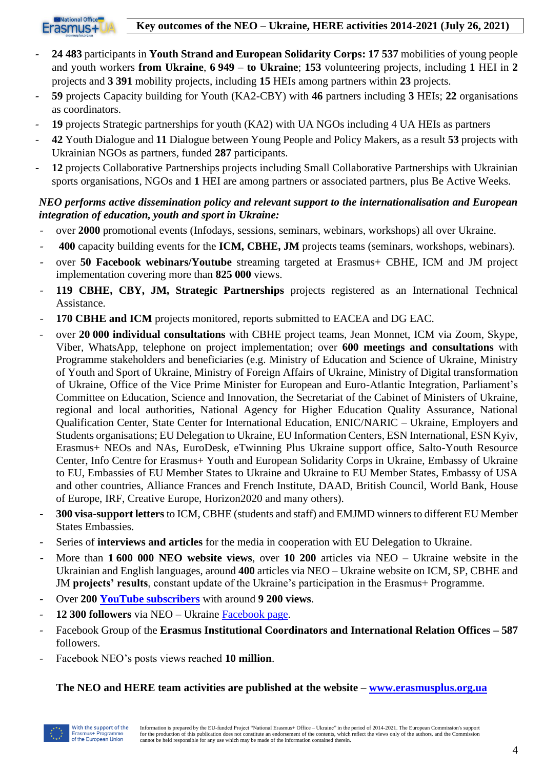- **24 483** participants in **Youth Strand and European Solidarity Corps: 17 537** mobilities of young people and youth workers **from Ukraine**, **6 949** – **to Ukraine**; **153** volunteering projects, including **1** HEI in **2** projects and **3 391** mobility projects, including **15** HEIs among partners within **23** projects.
- **59** projects Capacity building for Youth (KA2-CBY) with **46** partners including **3** HEIs; **22** organisations as coordinators.
- **19** projects Strategic partnerships for youth (KA2) with UA NGOs including 4 UA HEIs as partners
- **42** Youth Dialogue and **11** Dialogue between Young People and Policy Makers, as a result **53** projects with Ukrainian NGOs as partners, funded **287** participants.
- **12** projects Collaborative Partnerships projects including Small Collaborative Partnerships with Ukrainian sports organisations, NGOs and **1** HEI are among partners or associated partners, plus Be Active Weeks.

***NEO performs active dissemination policy and relevant support to the internationalisation and European integration of education, youth and sport in Ukraine:***

- over **2000** promotional events (Infodays, sessions, seminars, webinars, workshops) all over Ukraine.
- **400** capacity building events for the **ICM, CBHE, JM** projects teams (seminars, workshops, webinars).
- over **50 Facebook webinars/Youtube** streaming targeted at Erasmus+ CBHE, ICM and JM project implementation covering more than **825 000** views.
- **119 CBHE, CBY, JM, Strategic Partnerships** projects registered as an International Technical Assistance.
- **170 CBHE and ICM** projects monitored, reports submitted to EACEA and DG EAC.
- over **20 000 individual consultations** with CBHE project teams, Jean Monnet, ICM via Zoom, Skype, Viber, WhatsApp, telephone on project implementation; over **600 meetings and consultations** with Programme stakeholders and beneficiaries (e.g. Ministry of Education and Science of Ukraine, Ministry of Youth and Sport of Ukraine, Ministry of Foreign Affairs of Ukraine, Ministry of Digital transformation of Ukraine, Office of the Vice Prime Minister for European and Euro-Atlantic Integration, Parliament's Committee on Education, Science and Innovation, the Secretariat of the Cabinet of Ministers of Ukraine, regional and local authorities, National Agency for Higher Education Quality Assurance, National Qualification Center, State Center for International Education, ENIC/NARIC – Ukraine, Employers and Students organisations; EU Delegation to Ukraine, EU Information Centers, ESN International, ESN Kyiv, Erasmus+ NEOs and NAs, EuroDesk, eTwinning Plus Ukraine support office, Salto-Youth Resource Center, Info Centre for Erasmus+ Youth and European Solidarity Corps in Ukraine, Embassy of Ukraine to EU, Embassies of EU Member States to Ukraine and Ukraine to EU Member States, Embassy of USA and other countries, Alliance Frances and French Institute, DAAD, British Council, World Bank, House of Europe, IRF, Creative Europe, Horizon2020 and many others).
- **300 visa-support letters** to ICM, CBHE (students and staff) and EMJMD winners to different EU Member States Embassies.
- Series of **interviews and articles** for the media in cooperation with EU Delegation to Ukraine.
- More than **1 600 000 NEO website views**, over **10 200** articles via NEO – Ukraine website in the Ukrainian and English languages, around **400** articles via NEO – Ukraine website on ICM, SP, CBHE and JM **projects' results**, constant update of the Ukraine's participation in the Erasmus+ Programme.
- Over **200 YouTube subscribers** with around **9 200 views**.
- **12 300 followers** via NEO – Ukraine Facebook page.
- Facebook Group of the **Erasmus Institutional Coordinators and International Relation Offices – 587** followers.
- Facebook NEO's posts views reached **10 million**.

**The NEO and HERE team activities are published at the website – www.erasmusplus.org.ua**

With the support of the Erasmus+ Programme of the European Union

Information is prepared by the EU-funded Project "National Erasmus+ Office – Ukraine" in the period of 2014-2021. The European Commission's support for the production of this publication does not constitute an endorsement of the contents, which reflect the views only of the authors, and the Commission cannot be held responsible for any use which may be made of the information contained therein.